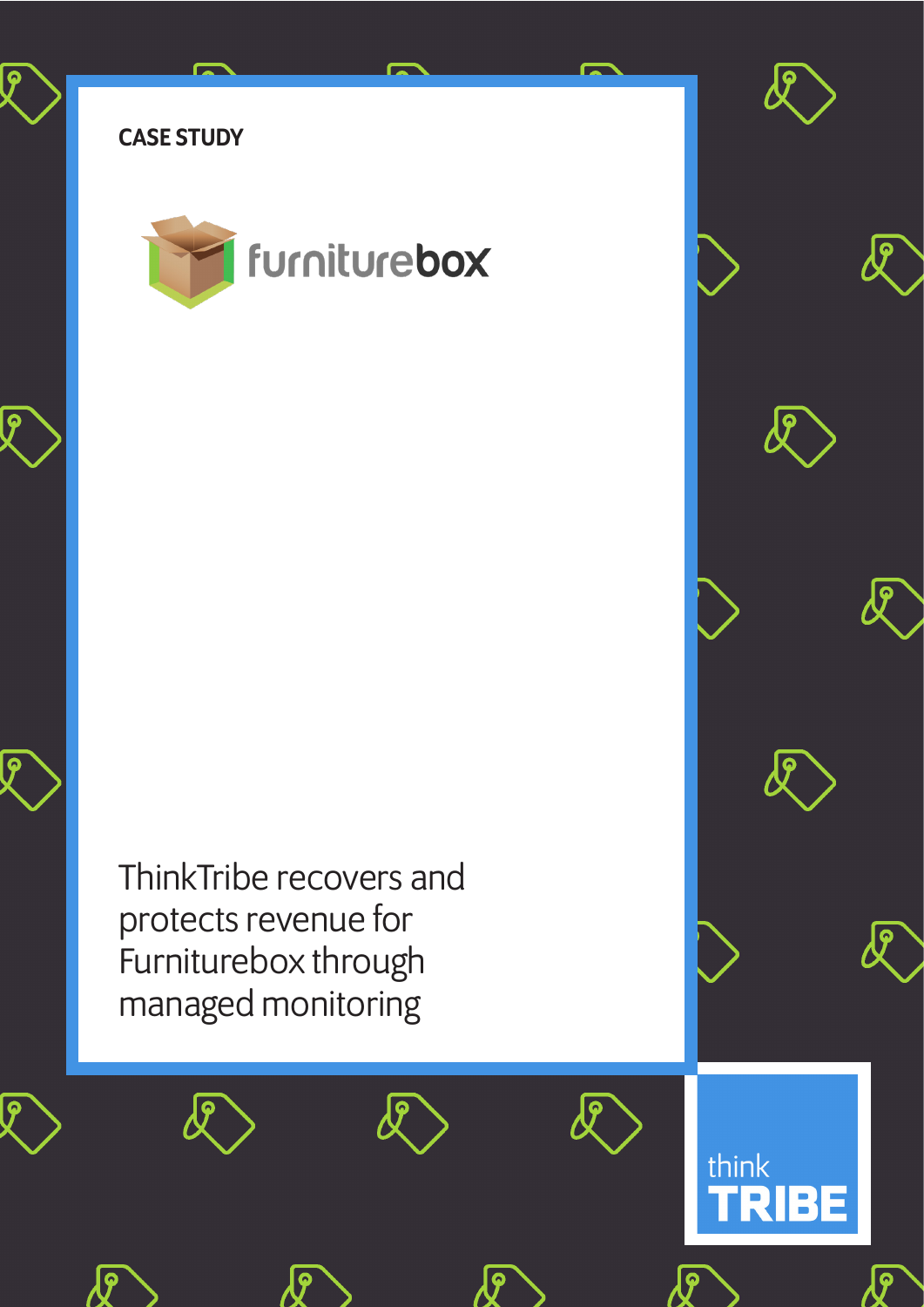CASE STUDY

furniturebox

# ThinkTribe recovers and protects revenue for Furniturebox through managed monitoring

think TRIBE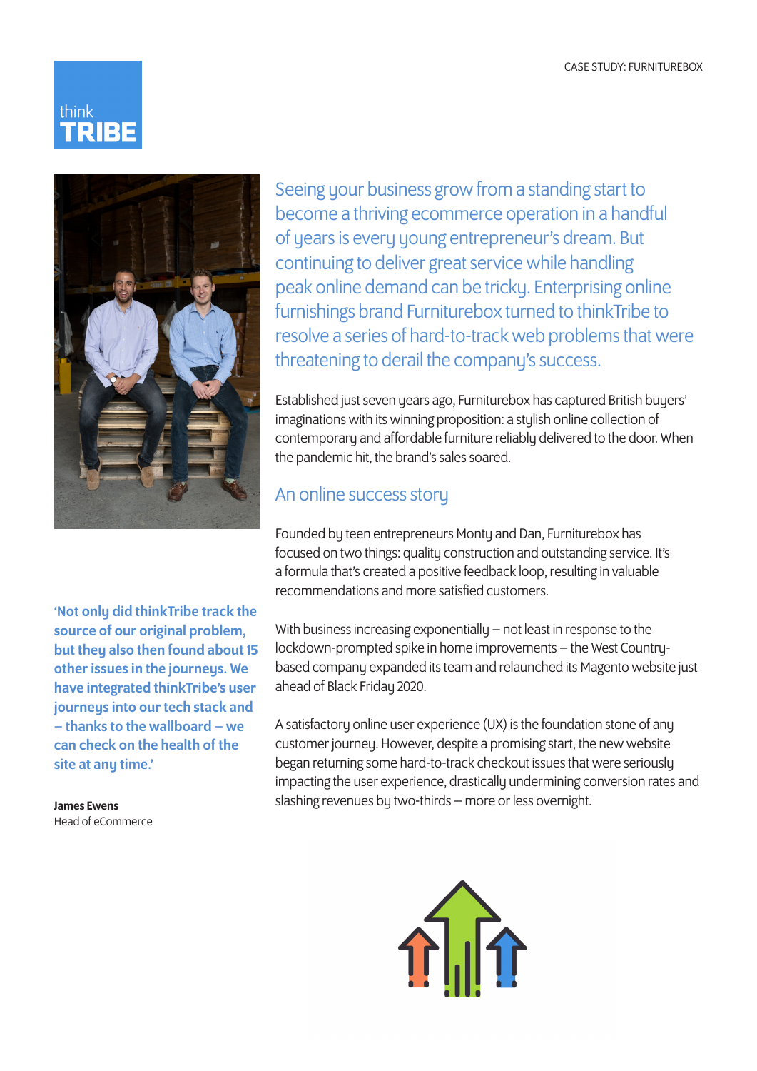Seeing your business grow from a standing start to become a thriving ecommerce operation in a handful of years is every young entrepreneur's dream. But continuing to deliver great service while handling peak online demand can be tricky. Enterprising online furnishings brand Furniturebox turned to thinkTribe to resolve a series of hard-to-track web problems that were threatening to derail the company's success.

Established just seven years ago, Furniturebox has captured British buyers' imaginations with its winning proposition: a stylish online collection of contemporary and affordable furniture reliably delivered to the door. When the pandemic hit, the brand's sales soared.

## An online success story

Founded by teen entrepreneurs Monty and Dan, Furniturebox has focused on two things: quality construction and outstanding service. It's a formula that's created a positive feedback loop, resulting in valuable recommendations and more satisfied customers.

With business increasing exponentially – not least in response to the lockdown-prompted spike in home improvements – the West Country-based company expanded its team and relaunched its Magento website just ahead of Black Friday 2020.

A satisfactory online user experience (UX) is the foundation stone of any customer journey. However, despite a promising start, the new website began returning some hard-to-track checkout issues that were seriously impacting the user experience, drastically undermining conversion rates and slashing revenues by two-thirds – more or less overnight.

**'Not only did thinkTribe track the source of our original problem, but they also then found about 15 other issues in the journeys. We have integrated thinkTribe's user journeys into our tech stack and – thanks to the wallboard – we can check on the health of the site at any time.'**

**James Ewens**
Head of eCommerce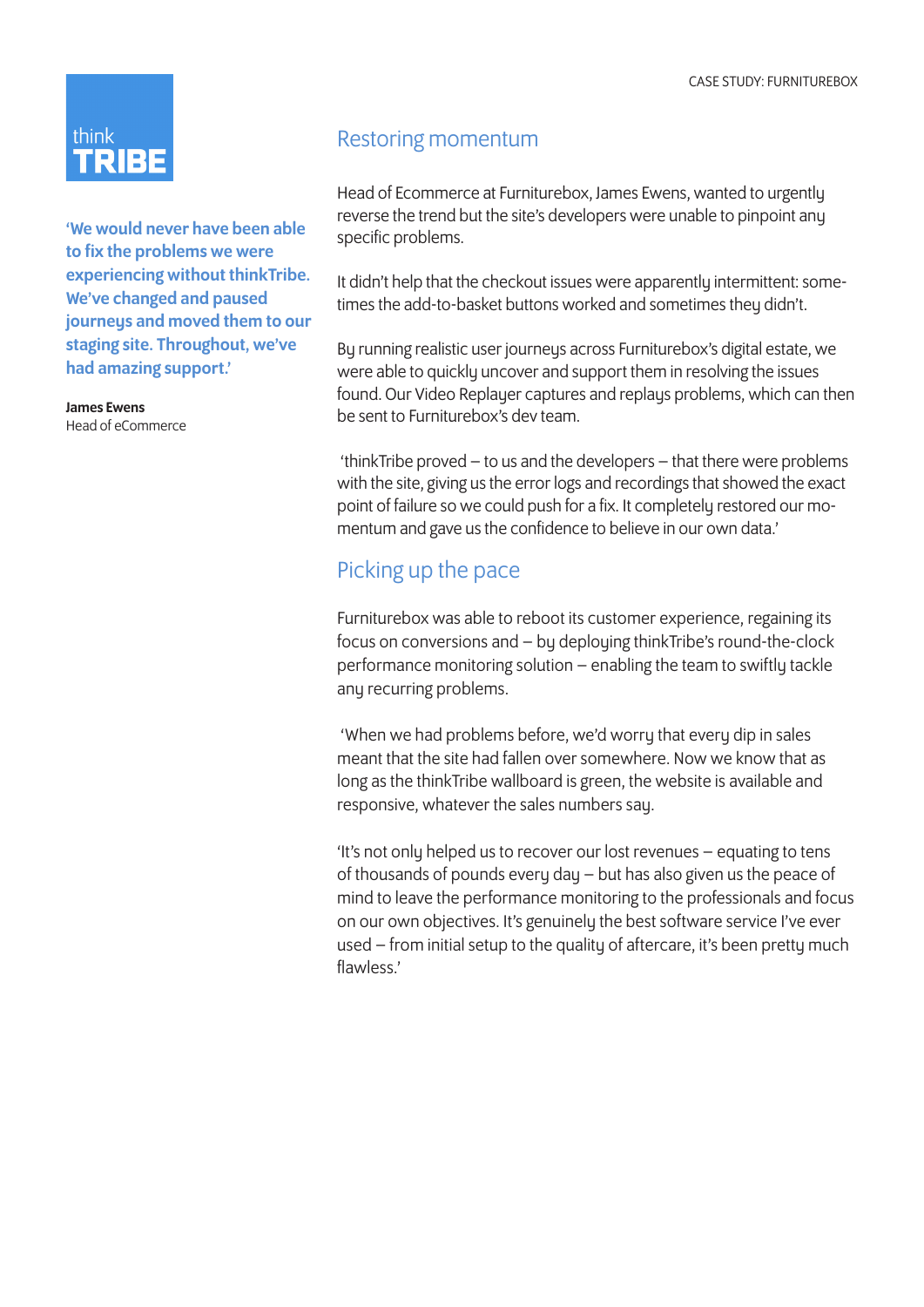'We would never have been able to fix the problems we were experiencing without thinkTribe. We've changed and paused journeys and moved them to our staging site. Throughout, we've had amazing support.'

**James Ewens**
Head of eCommerce

## Restoring momentum

Head of Ecommerce at Furniturebox, James Ewens, wanted to urgently reverse the trend but the site's developers were unable to pinpoint any specific problems.

It didn't help that the checkout issues were apparently intermittent: sometimes the add-to-basket buttons worked and sometimes they didn't.

By running realistic user journeys across Furniturebox's digital estate, we were able to quickly uncover and support them in resolving the issues found. Our Video Replayer captures and replays problems, which can then be sent to Furniturebox's dev team.

'thinkTribe proved – to us and the developers – that there were problems with the site, giving us the error logs and recordings that showed the exact point of failure so we could push for a fix. It completely restored our momentum and gave us the confidence to believe in our own data.'

## Picking up the pace

Furniturebox was able to reboot its customer experience, regaining its focus on conversions and – by deploying thinkTribe's round-the-clock performance monitoring solution – enabling the team to swiftly tackle any recurring problems.

'When we had problems before, we'd worry that every dip in sales meant that the site had fallen over somewhere. Now we know that as long as the thinkTribe wallboard is green, the website is available and responsive, whatever the sales numbers say.

'It's not only helped us to recover our lost revenues – equating to tens of thousands of pounds every day – but has also given us the peace of mind to leave the performance monitoring to the professionals and focus on our own objectives. It's genuinely the best software service I've ever used – from initial setup to the quality of aftercare, it's been pretty much flawless.'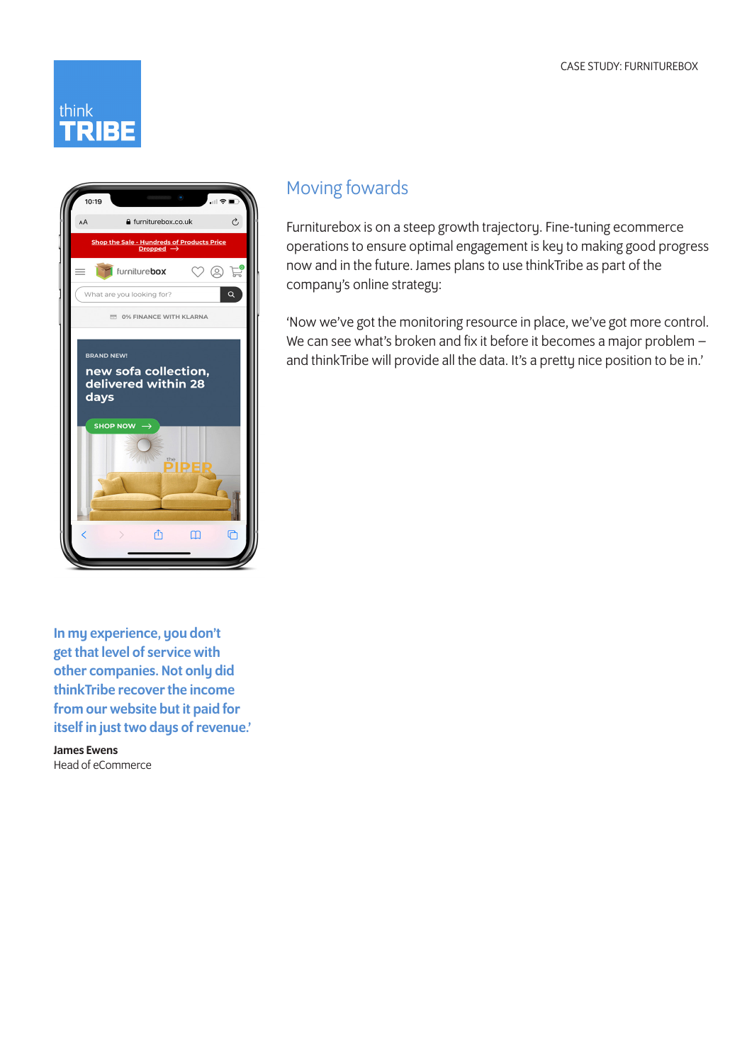## Moving fowards

Furniturebox is on a steep growth trajectory. Fine-tuning ecommerce operations to ensure optimal engagement is key to making good progress now and in the future. James plans to use thinkTribe as part of the company's online strategy:

'Now we've got the monitoring resource in place, we've got more control. We can see what's broken and fix it before it becomes a major problem – and thinkTribe will provide all the data. It's a pretty nice position to be in.'

**In my experience, you don't get that level of service with other companies. Not only did thinkTribe recover the income from our website but it paid for itself in just two days of revenue.'**

**James Ewens**
Head of eCommerce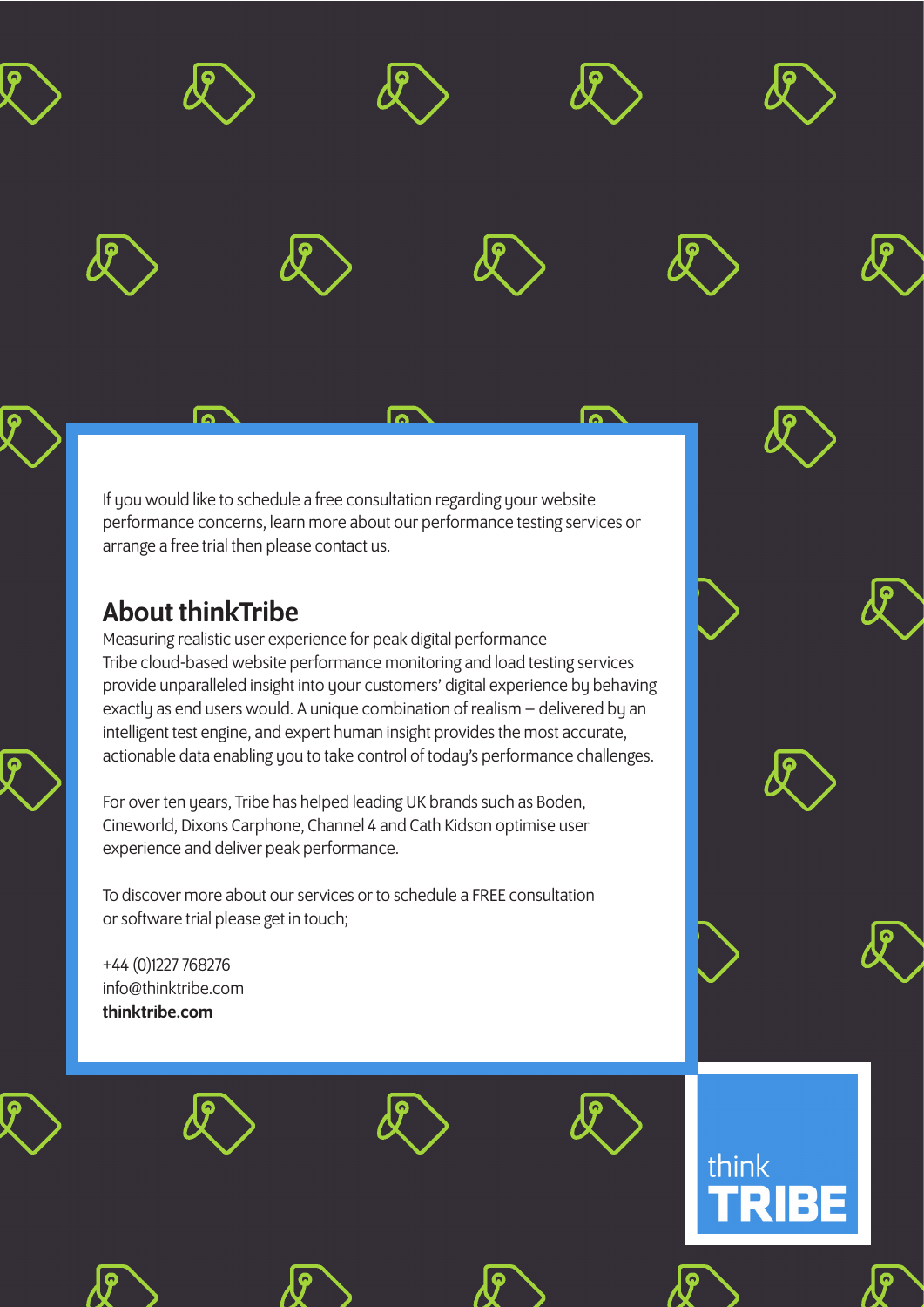If you would like to schedule a free consultation regarding your website performance concerns, learn more about our performance testing services or arrange a free trial then please contact us.

## About thinkTribe

Measuring realistic user experience for peak digital performance
Tribe cloud-based website performance monitoring and load testing services provide unparalleled insight into your customers' digital experience by behaving exactly as end users would. A unique combination of realism – delivered by an intelligent test engine, and expert human insight provides the most accurate, actionable data enabling you to take control of today's performance challenges.

For over ten years, Tribe has helped leading UK brands such as Boden, Cineworld, Dixons Carphone, Channel 4 and Cath Kidson optimise user experience and deliver peak performance.

To discover more about our services or to schedule a FREE consultation or software trial please get in touch;

+44 (0)1227 768276
info@thinktribe.com
**thinktribe.com**

think
TRIBE